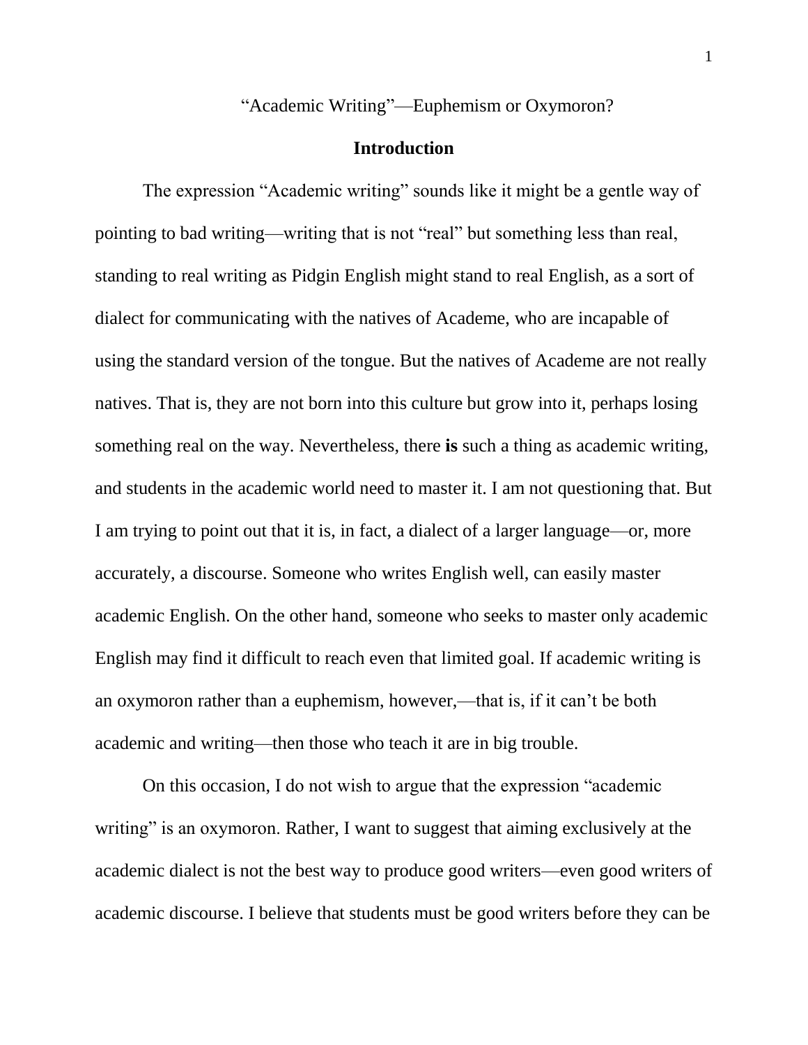“Academic Writing”—Euphemism or Oxymoron?

## Introduction

The expression “Academic writing” sounds like it might be a gentle way of pointing to bad writing—writing that is not “real” but something less than real, standing to real writing as Pidgin English might stand to real English, as a sort of dialect for communicating with the natives of Academe, who are incapable of using the standard version of the tongue. But the natives of Academe are not really natives. That is, they are not born into this culture but grow into it, perhaps losing something real on the way. Nevertheless, there **is** such a thing as academic writing, and students in the academic world need to master it. I am not questioning that. But I am trying to point out that it is, in fact, a dialect of a larger language—or, more accurately, a discourse. Someone who writes English well, can easily master academic English. On the other hand, someone who seeks to master only academic English may find it difficult to reach even that limited goal. If academic writing is an oxymoron rather than a euphemism, however,—that is, if it can’t be both academic and writing—then those who teach it are in big trouble.

On this occasion, I do not wish to argue that the expression “academic writing” is an oxymoron. Rather, I want to suggest that aiming exclusively at the academic dialect is not the best way to produce good writers—even good writers of academic discourse. I believe that students must be good writers before they can be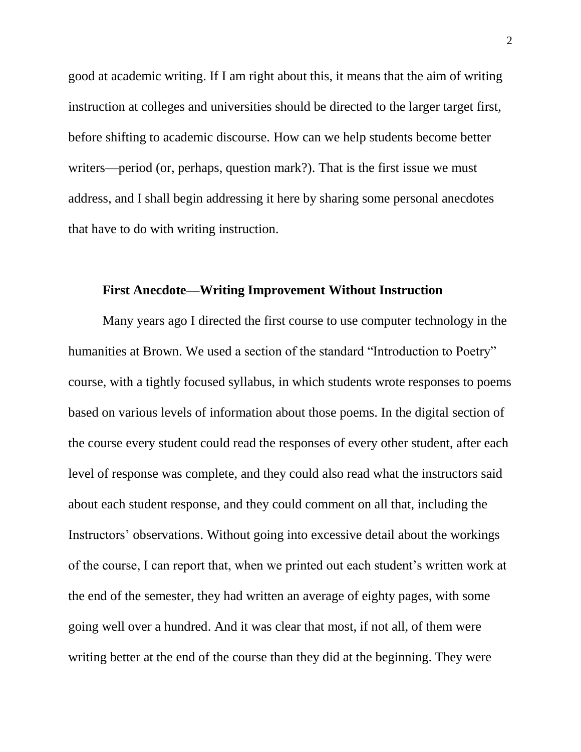good at academic writing. If I am right about this, it means that the aim of writing instruction at colleges and universities should be directed to the larger target first, before shifting to academic discourse. How can we help students become better writers—period (or, perhaps, question mark?). That is the first issue we must address, and I shall begin addressing it here by sharing some personal anecdotes that have to do with writing instruction.

## First Anecdote—Writing Improvement Without Instruction

Many years ago I directed the first course to use computer technology in the humanities at Brown. We used a section of the standard "Introduction to Poetry" course, with a tightly focused syllabus, in which students wrote responses to poems based on various levels of information about those poems. In the digital section of the course every student could read the responses of every other student, after each level of response was complete, and they could also read what the instructors said about each student response, and they could comment on all that, including the Instructors' observations. Without going into excessive detail about the workings of the course, I can report that, when we printed out each student's written work at the end of the semester, they had written an average of eighty pages, with some going well over a hundred. And it was clear that most, if not all, of them were writing better at the end of the course than they did at the beginning. They were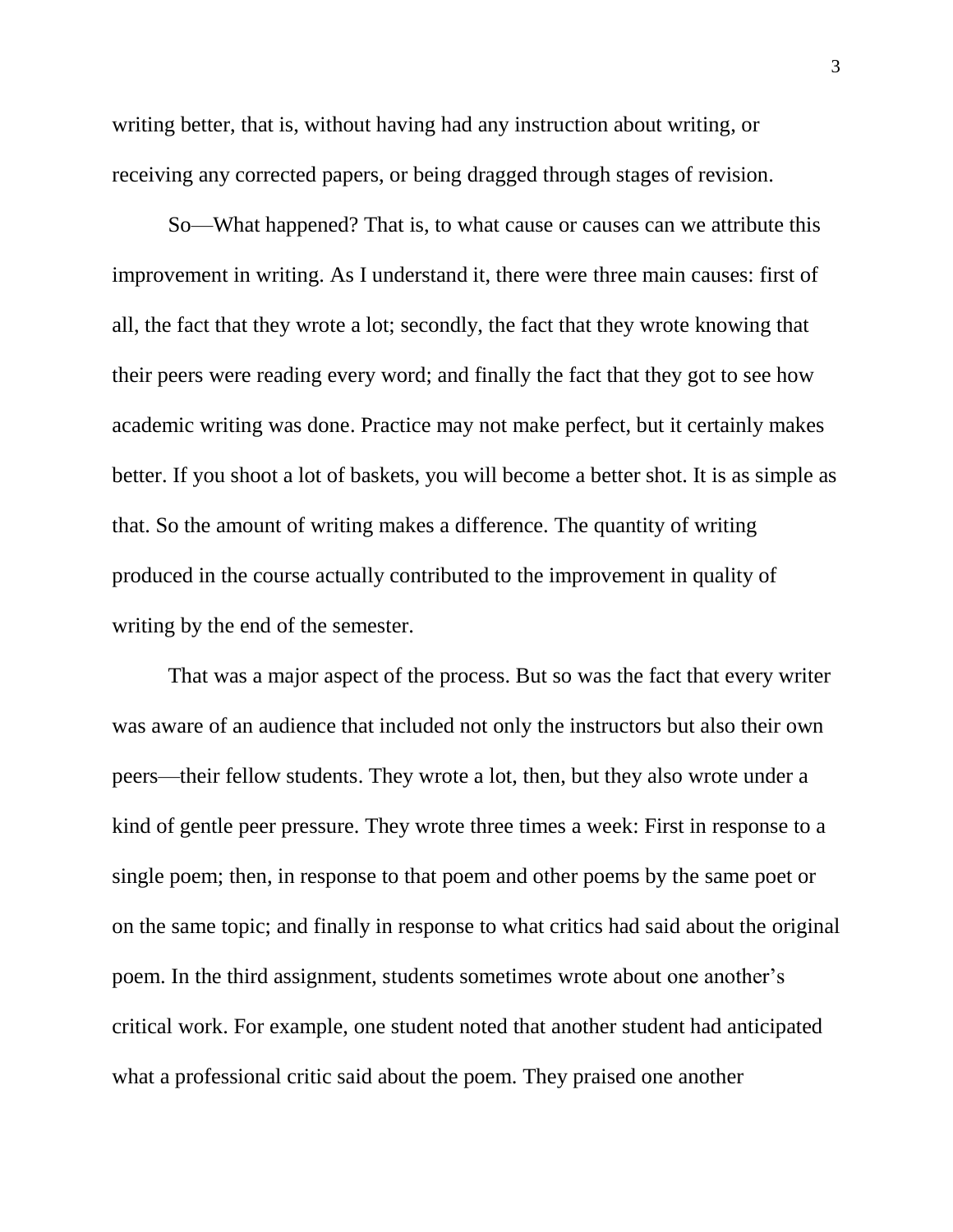writing better, that is, without having had any instruction about writing, or receiving any corrected papers, or being dragged through stages of revision.

So—What happened? That is, to what cause or causes can we attribute this improvement in writing. As I understand it, there were three main causes: first of all, the fact that they wrote a lot; secondly, the fact that they wrote knowing that their peers were reading every word; and finally the fact that they got to see how academic writing was done. Practice may not make perfect, but it certainly makes better. If you shoot a lot of baskets, you will become a better shot. It is as simple as that. So the amount of writing makes a difference. The quantity of writing produced in the course actually contributed to the improvement in quality of writing by the end of the semester.

That was a major aspect of the process. But so was the fact that every writer was aware of an audience that included not only the instructors but also their own peers—their fellow students. They wrote a lot, then, but they also wrote under a kind of gentle peer pressure. They wrote three times a week: First in response to a single poem; then, in response to that poem and other poems by the same poet or on the same topic; and finally in response to what critics had said about the original poem. In the third assignment, students sometimes wrote about one another's critical work. For example, one student noted that another student had anticipated what a professional critic said about the poem. They praised one another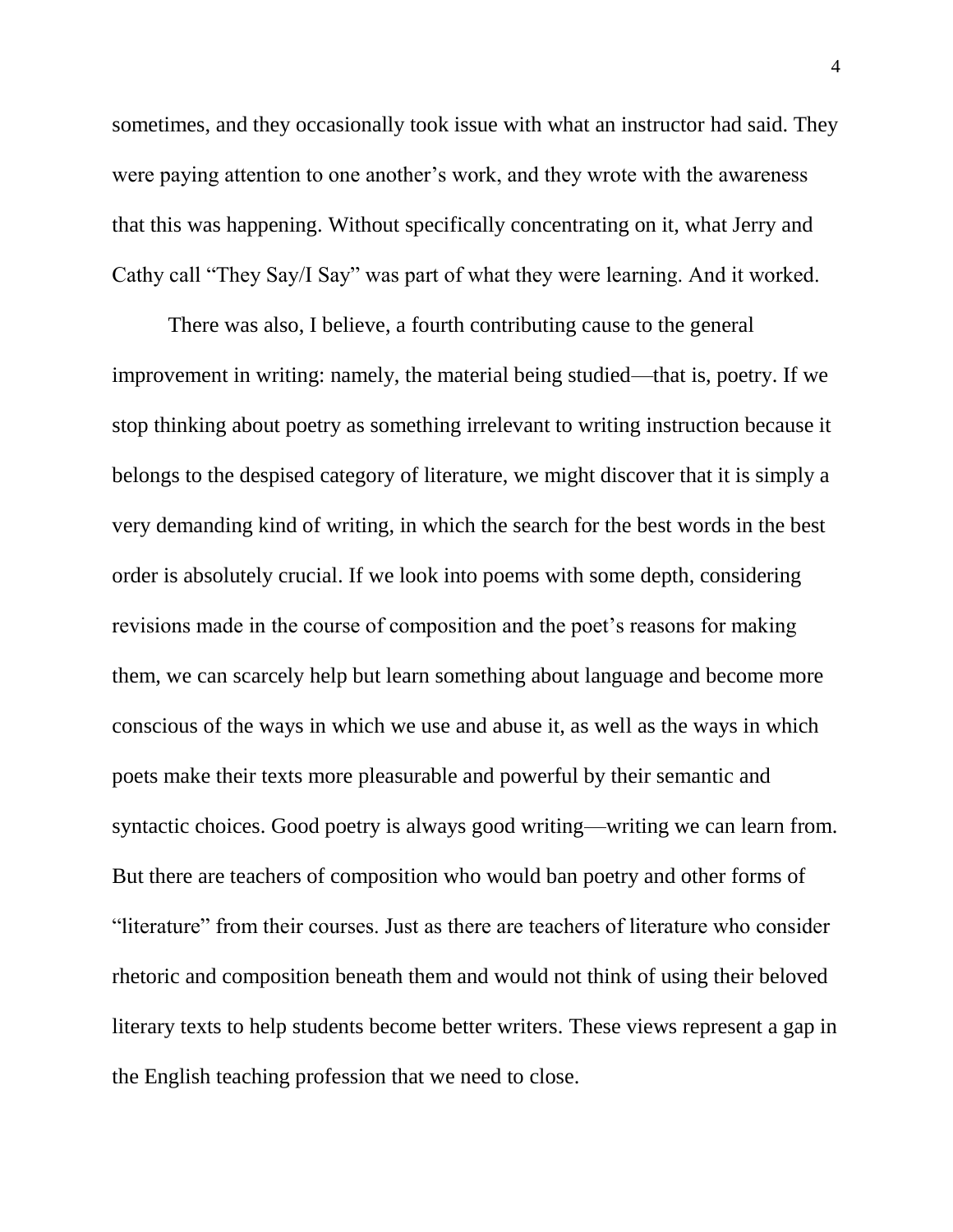sometimes, and they occasionally took issue with what an instructor had said. They were paying attention to one another's work, and they wrote with the awareness that this was happening. Without specifically concentrating on it, what Jerry and Cathy call "They Say/I Say" was part of what they were learning. And it worked.

There was also, I believe, a fourth contributing cause to the general improvement in writing: namely, the material being studied—that is, poetry. If we stop thinking about poetry as something irrelevant to writing instruction because it belongs to the despised category of literature, we might discover that it is simply a very demanding kind of writing, in which the search for the best words in the best order is absolutely crucial. If we look into poems with some depth, considering revisions made in the course of composition and the poet's reasons for making them, we can scarcely help but learn something about language and become more conscious of the ways in which we use and abuse it, as well as the ways in which poets make their texts more pleasurable and powerful by their semantic and syntactic choices. Good poetry is always good writing—writing we can learn from. But there are teachers of composition who would ban poetry and other forms of "literature" from their courses. Just as there are teachers of literature who consider rhetoric and composition beneath them and would not think of using their beloved literary texts to help students become better writers. These views represent a gap in the English teaching profession that we need to close.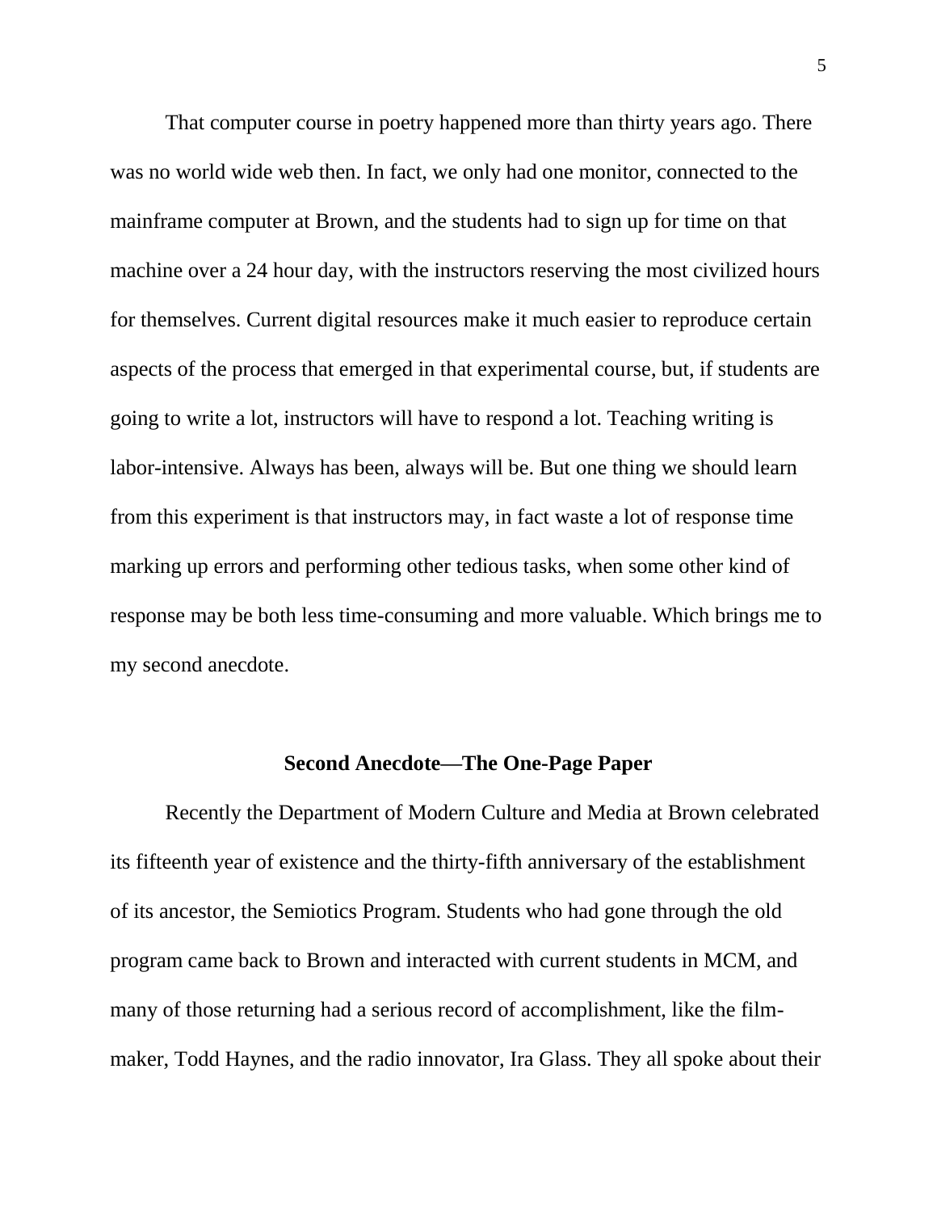That computer course in poetry happened more than thirty years ago. There was no world wide web then. In fact, we only had one monitor, connected to the mainframe computer at Brown, and the students had to sign up for time on that machine over a 24 hour day, with the instructors reserving the most civilized hours for themselves. Current digital resources make it much easier to reproduce certain aspects of the process that emerged in that experimental course, but, if students are going to write a lot, instructors will have to respond a lot. Teaching writing is labor-intensive. Always has been, always will be. But one thing we should learn from this experiment is that instructors may, in fact waste a lot of response time marking up errors and performing other tedious tasks, when some other kind of response may be both less time-consuming and more valuable. Which brings me to my second anecdote.

## Second Anecdote—The One-Page Paper

Recently the Department of Modern Culture and Media at Brown celebrated its fifteenth year of existence and the thirty-fifth anniversary of the establishment of its ancestor, the Semiotics Program. Students who had gone through the old program came back to Brown and interacted with current students in MCM, and many of those returning had a serious record of accomplishment, like the film-maker, Todd Haynes, and the radio innovator, Ira Glass. They all spoke about their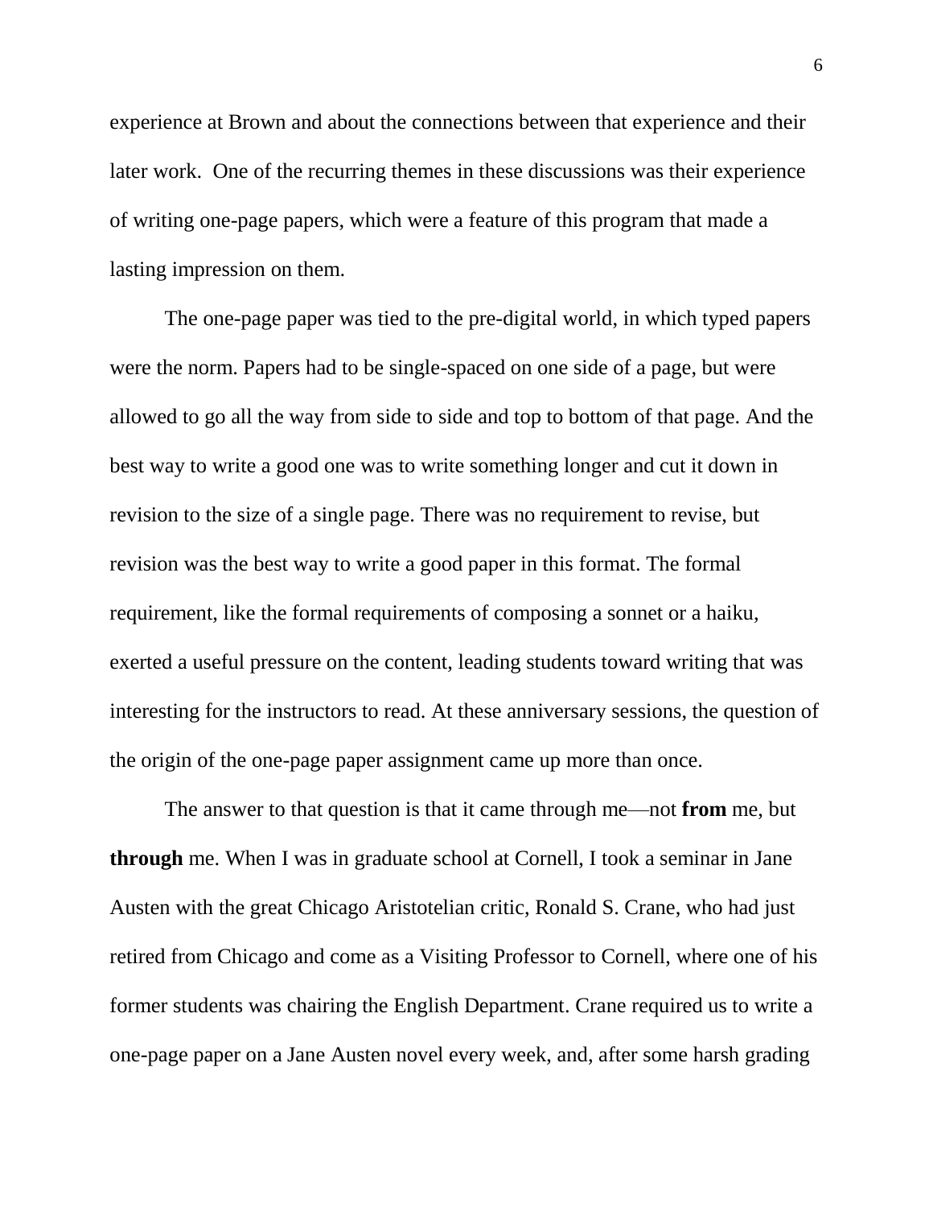experience at Brown and about the connections between that experience and their later work.  One of the recurring themes in these discussions was their experience of writing one-page papers, which were a feature of this program that made a lasting impression on them.

The one-page paper was tied to the pre-digital world, in which typed papers were the norm. Papers had to be single-spaced on one side of a page, but were allowed to go all the way from side to side and top to bottom of that page. And the best way to write a good one was to write something longer and cut it down in revision to the size of a single page. There was no requirement to revise, but revision was the best way to write a good paper in this format. The formal requirement, like the formal requirements of composing a sonnet or a haiku, exerted a useful pressure on the content, leading students toward writing that was interesting for the instructors to read. At these anniversary sessions, the question of the origin of the one-page paper assignment came up more than once.

The answer to that question is that it came through me—not **from** me, but **through** me. When I was in graduate school at Cornell, I took a seminar in Jane Austen with the great Chicago Aristotelian critic, Ronald S. Crane, who had just retired from Chicago and come as a Visiting Professor to Cornell, where one of his former students was chairing the English Department. Crane required us to write a one-page paper on a Jane Austen novel every week, and, after some harsh grading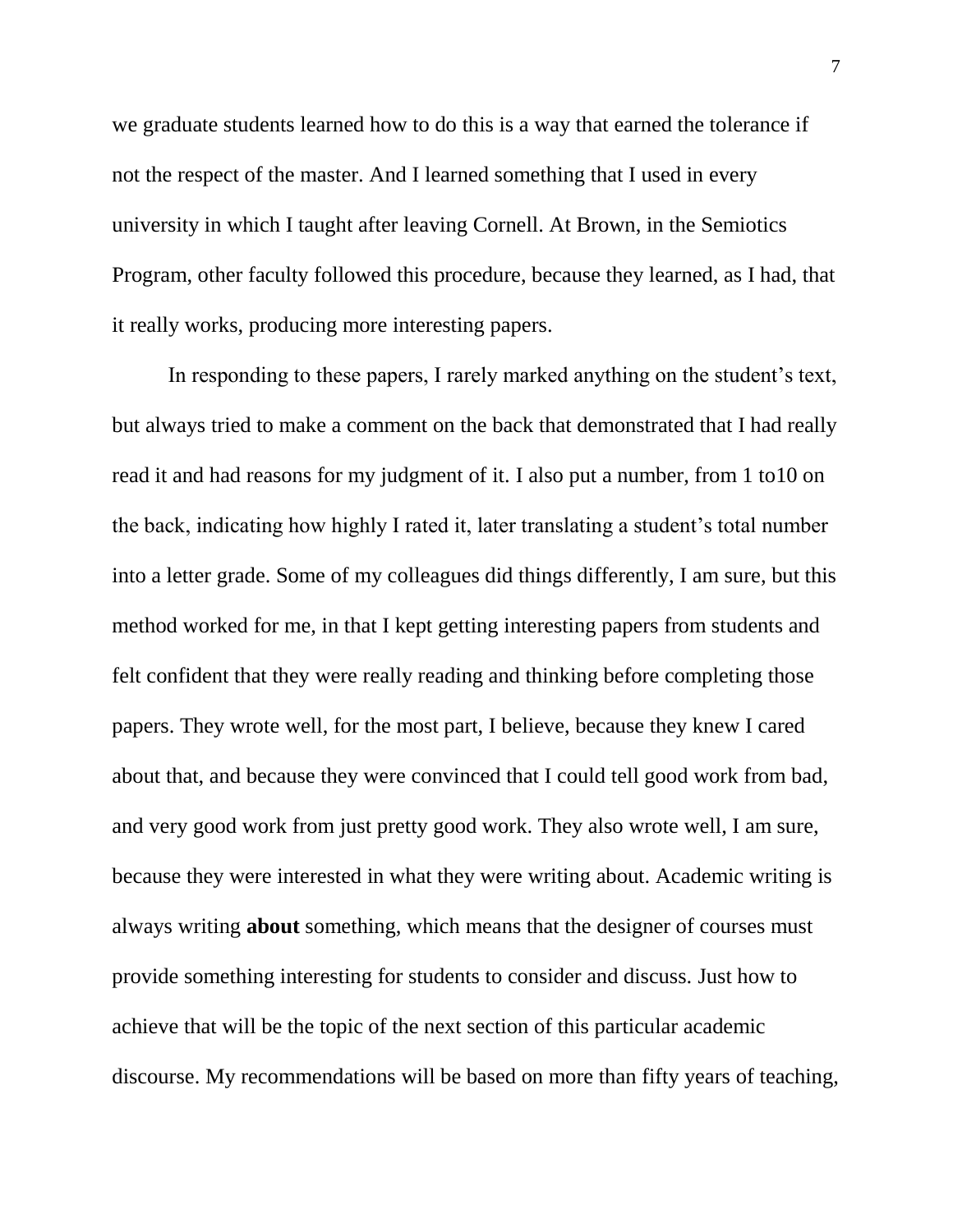we graduate students learned how to do this is a way that earned the tolerance if not the respect of the master. And I learned something that I used in every university in which I taught after leaving Cornell. At Brown, in the Semiotics Program, other faculty followed this procedure, because they learned, as I had, that it really works, producing more interesting papers.

In responding to these papers, I rarely marked anything on the student's text, but always tried to make a comment on the back that demonstrated that I had really read it and had reasons for my judgment of it. I also put a number, from 1 to10 on the back, indicating how highly I rated it, later translating a student's total number into a letter grade. Some of my colleagues did things differently, I am sure, but this method worked for me, in that I kept getting interesting papers from students and felt confident that they were really reading and thinking before completing those papers. They wrote well, for the most part, I believe, because they knew I cared about that, and because they were convinced that I could tell good work from bad, and very good work from just pretty good work. They also wrote well, I am sure, because they were interested in what they were writing about. Academic writing is always writing **about** something, which means that the designer of courses must provide something interesting for students to consider and discuss. Just how to achieve that will be the topic of the next section of this particular academic discourse. My recommendations will be based on more than fifty years of teaching,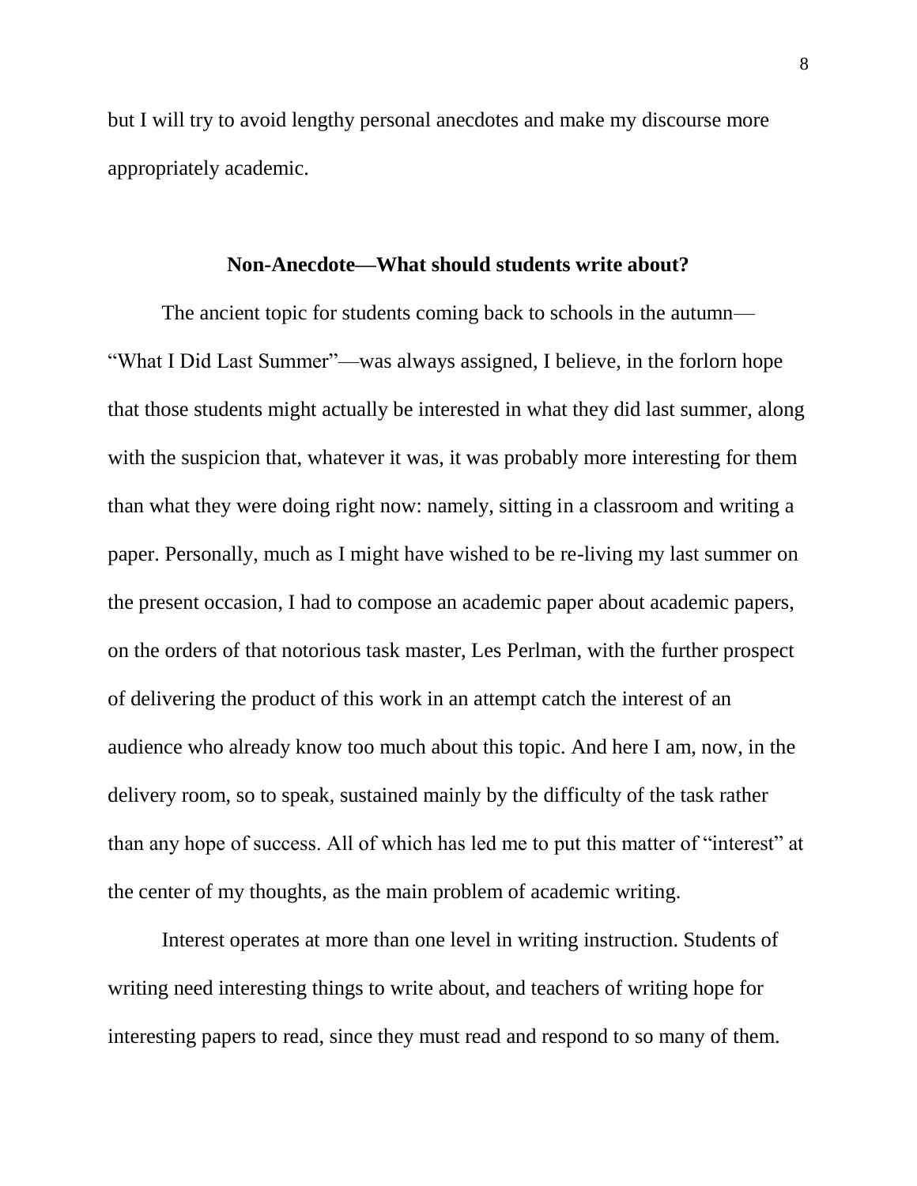but I will try to avoid lengthy personal anecdotes and make my discourse more appropriately academic.

## Non-Anecdote—What should students write about?

The ancient topic for students coming back to schools in the autumn—"What I Did Last Summer"—was always assigned, I believe, in the forlorn hope that those students might actually be interested in what they did last summer, along with the suspicion that, whatever it was, it was probably more interesting for them than what they were doing right now: namely, sitting in a classroom and writing a paper. Personally, much as I might have wished to be re-living my last summer on the present occasion, I had to compose an academic paper about academic papers, on the orders of that notorious task master, Les Perlman, with the further prospect of delivering the product of this work in an attempt catch the interest of an audience who already know too much about this topic. And here I am, now, in the delivery room, so to speak, sustained mainly by the difficulty of the task rather than any hope of success. All of which has led me to put this matter of "interest" at the center of my thoughts, as the main problem of academic writing.

Interest operates at more than one level in writing instruction. Students of writing need interesting things to write about, and teachers of writing hope for interesting papers to read, since they must read and respond to so many of them.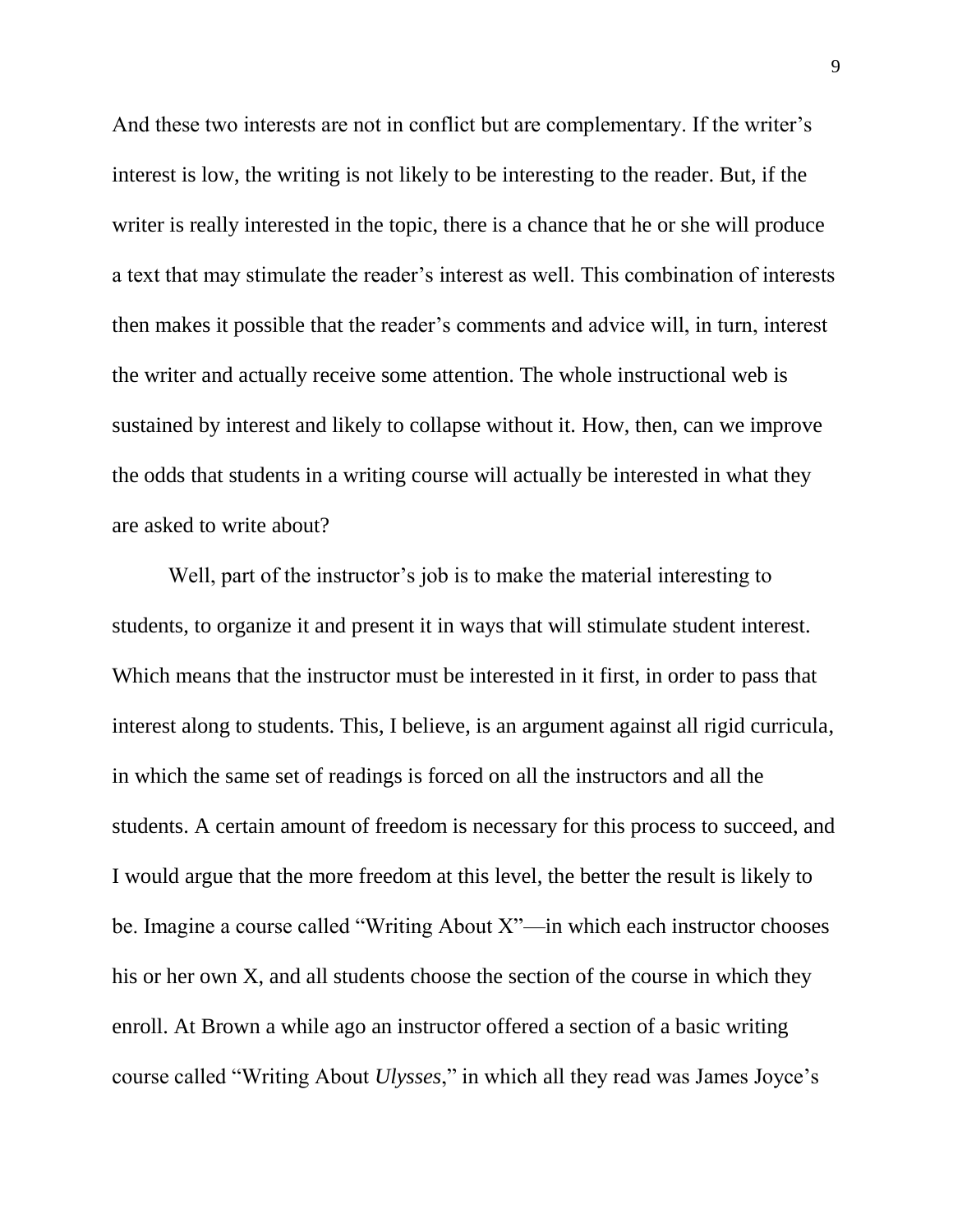And these two interests are not in conflict but are complementary. If the writer's interest is low, the writing is not likely to be interesting to the reader. But, if the writer is really interested in the topic, there is a chance that he or she will produce a text that may stimulate the reader's interest as well. This combination of interests then makes it possible that the reader's comments and advice will, in turn, interest the writer and actually receive some attention. The whole instructional web is sustained by interest and likely to collapse without it. How, then, can we improve the odds that students in a writing course will actually be interested in what they are asked to write about?

Well, part of the instructor's job is to make the material interesting to students, to organize it and present it in ways that will stimulate student interest. Which means that the instructor must be interested in it first, in order to pass that interest along to students. This, I believe, is an argument against all rigid curricula, in which the same set of readings is forced on all the instructors and all the students. A certain amount of freedom is necessary for this process to succeed, and I would argue that the more freedom at this level, the better the result is likely to be. Imagine a course called "Writing About X"—in which each instructor chooses his or her own X, and all students choose the section of the course in which they enroll. At Brown a while ago an instructor offered a section of a basic writing course called "Writing About *Ulysses*," in which all they read was James Joyce's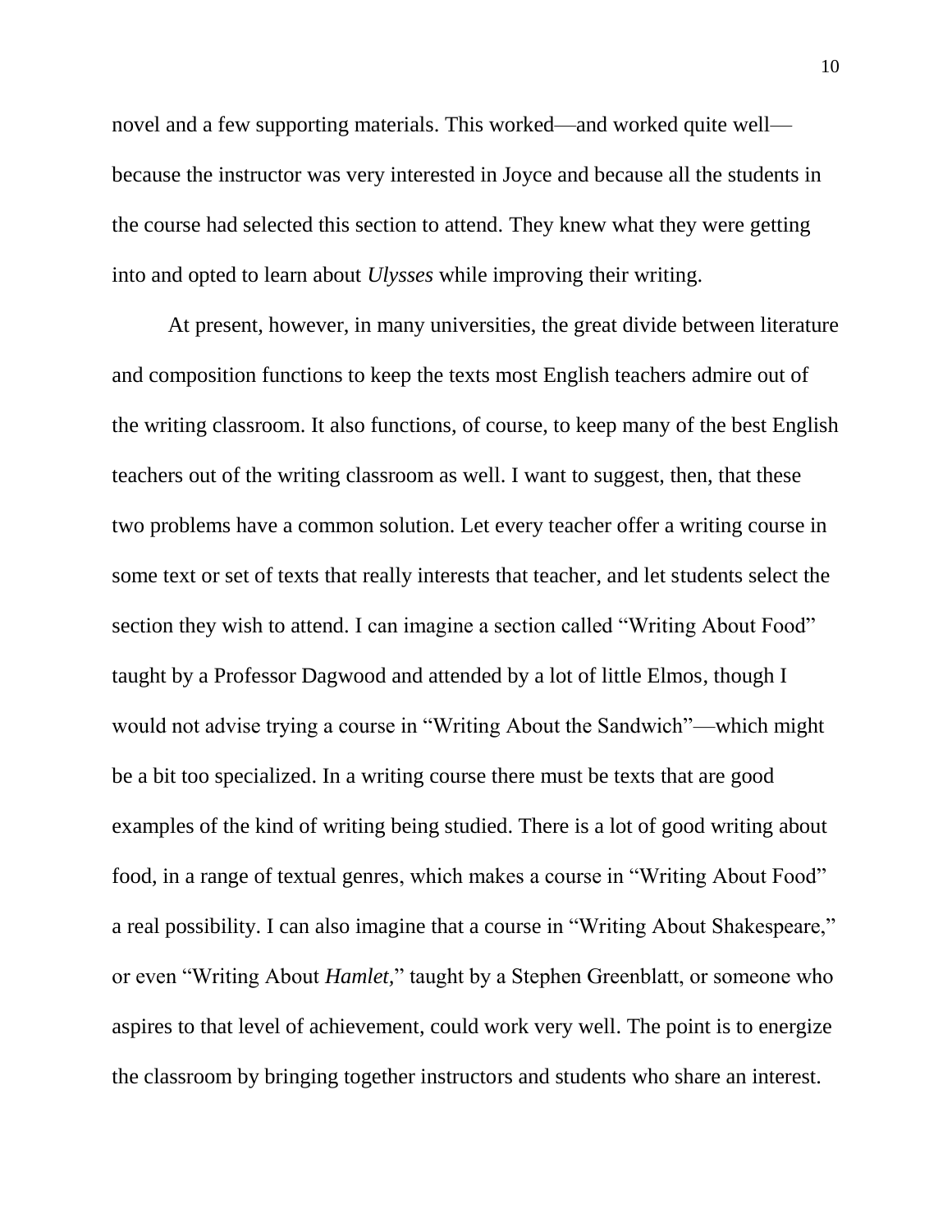novel and a few supporting materials. This worked—and worked quite well—because the instructor was very interested in Joyce and because all the students in the course had selected this section to attend. They knew what they were getting into and opted to learn about *Ulysses* while improving their writing.

At present, however, in many universities, the great divide between literature and composition functions to keep the texts most English teachers admire out of the writing classroom. It also functions, of course, to keep many of the best English teachers out of the writing classroom as well. I want to suggest, then, that these two problems have a common solution. Let every teacher offer a writing course in some text or set of texts that really interests that teacher, and let students select the section they wish to attend. I can imagine a section called "Writing About Food" taught by a Professor Dagwood and attended by a lot of little Elmos, though I would not advise trying a course in "Writing About the Sandwich"—which might be a bit too specialized. In a writing course there must be texts that are good examples of the kind of writing being studied. There is a lot of good writing about food, in a range of textual genres, which makes a course in "Writing About Food" a real possibility. I can also imagine that a course in "Writing About Shakespeare," or even "Writing About *Hamlet*," taught by a Stephen Greenblatt, or someone who aspires to that level of achievement, could work very well. The point is to energize the classroom by bringing together instructors and students who share an interest.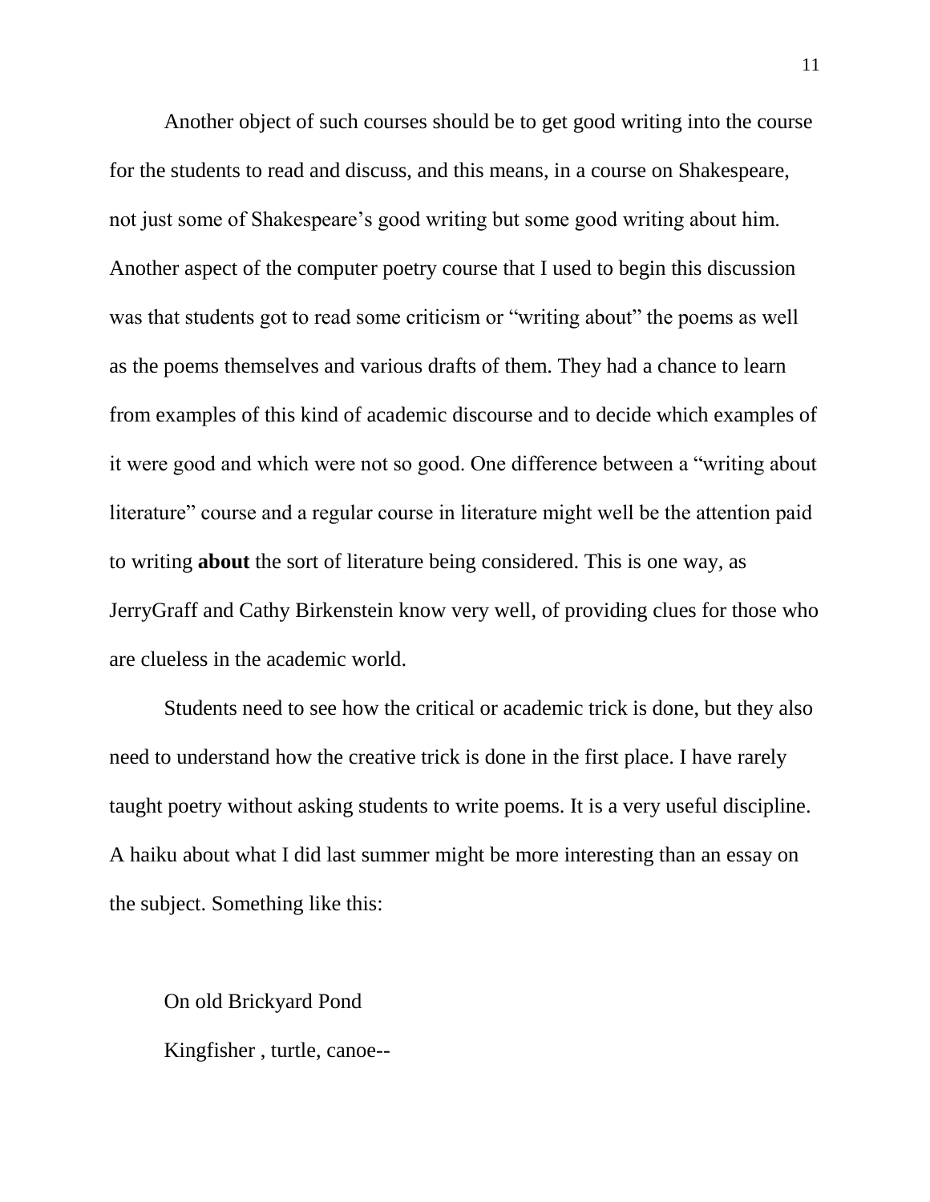Another object of such courses should be to get good writing into the course for the students to read and discuss, and this means, in a course on Shakespeare, not just some of Shakespeare's good writing but some good writing about him. Another aspect of the computer poetry course that I used to begin this discussion was that students got to read some criticism or "writing about" the poems as well as the poems themselves and various drafts of them. They had a chance to learn from examples of this kind of academic discourse and to decide which examples of it were good and which were not so good. One difference between a "writing about literature" course and a regular course in literature might well be the attention paid to writing **about** the sort of literature being considered. This is one way, as JerryGraff and Cathy Birkenstein know very well, of providing clues for those who are clueless in the academic world.

Students need to see how the critical or academic trick is done, but they also need to understand how the creative trick is done in the first place. I have rarely taught poetry without asking students to write poems. It is a very useful discipline. A haiku about what I did last summer might be more interesting than an essay on the subject. Something like this:

On old Brickyard Pond

Kingfisher , turtle, canoe--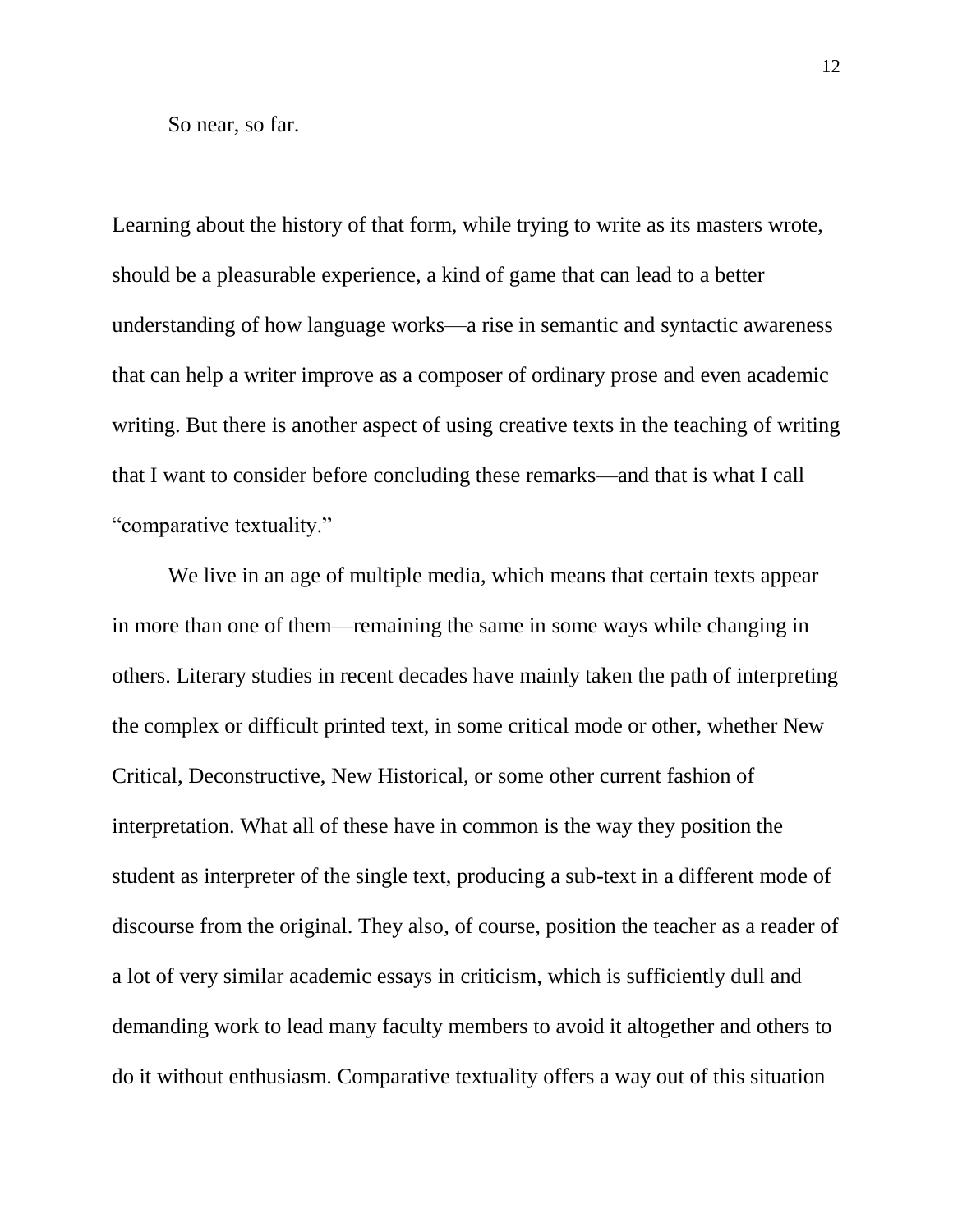So near, so far.

Learning about the history of that form, while trying to write as its masters wrote, should be a pleasurable experience, a kind of game that can lead to a better understanding of how language works—a rise in semantic and syntactic awareness that can help a writer improve as a composer of ordinary prose and even academic writing. But there is another aspect of using creative texts in the teaching of writing that I want to consider before concluding these remarks—and that is what I call "comparative textuality."

We live in an age of multiple media, which means that certain texts appear in more than one of them—remaining the same in some ways while changing in others. Literary studies in recent decades have mainly taken the path of interpreting the complex or difficult printed text, in some critical mode or other, whether New Critical, Deconstructive, New Historical, or some other current fashion of interpretation. What all of these have in common is the way they position the student as interpreter of the single text, producing a sub-text in a different mode of discourse from the original. They also, of course, position the teacher as a reader of a lot of very similar academic essays in criticism, which is sufficiently dull and demanding work to lead many faculty members to avoid it altogether and others to do it without enthusiasm. Comparative textuality offers a way out of this situation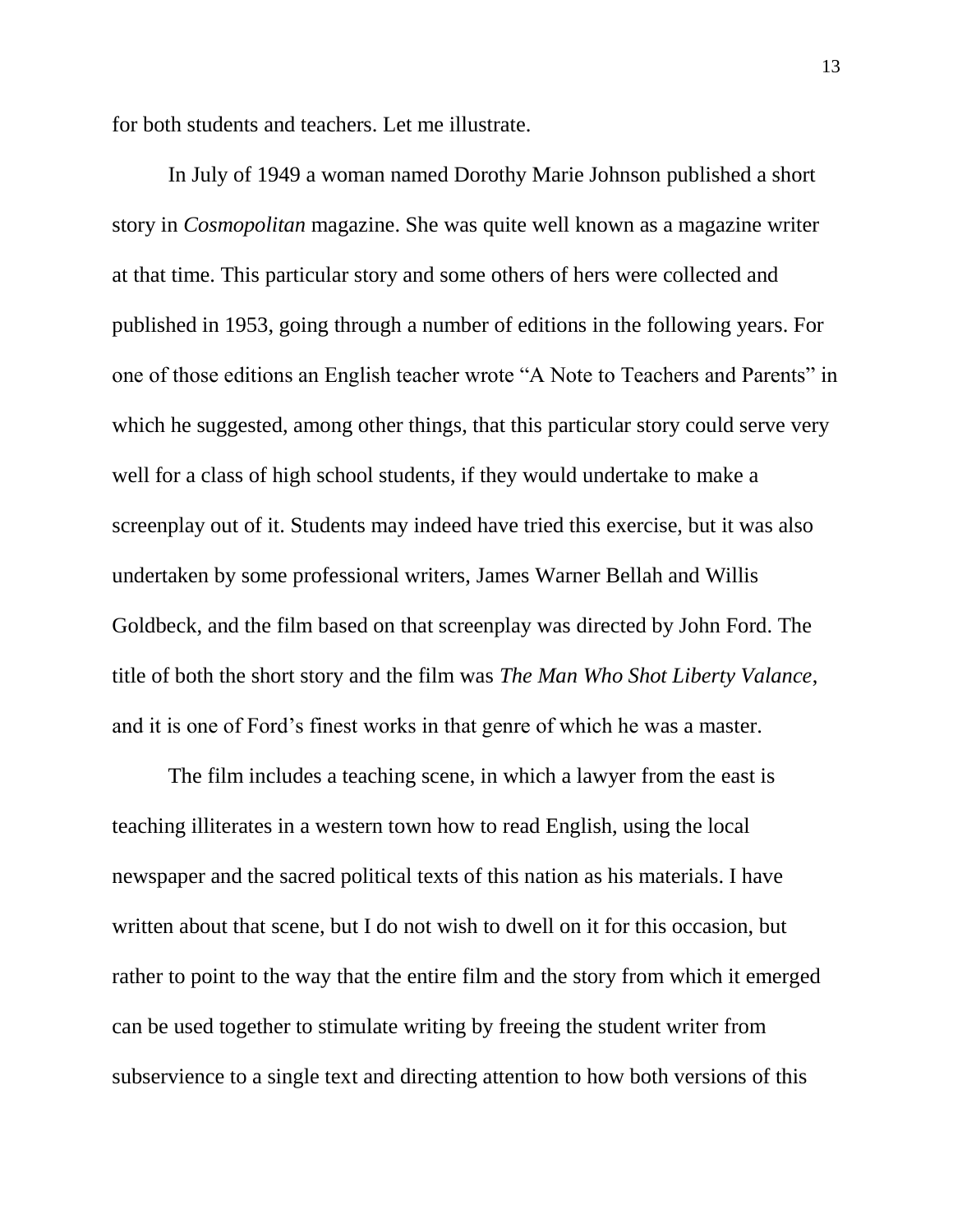for both students and teachers. Let me illustrate.

In July of 1949 a woman named Dorothy Marie Johnson published a short story in *Cosmopolitan* magazine. She was quite well known as a magazine writer at that time. This particular story and some others of hers were collected and published in 1953, going through a number of editions in the following years. For one of those editions an English teacher wrote "A Note to Teachers and Parents" in which he suggested, among other things, that this particular story could serve very well for a class of high school students, if they would undertake to make a screenplay out of it. Students may indeed have tried this exercise, but it was also undertaken by some professional writers, James Warner Bellah and Willis Goldbeck, and the film based on that screenplay was directed by John Ford. The title of both the short story and the film was *The Man Who Shot Liberty Valance*, and it is one of Ford's finest works in that genre of which he was a master.

The film includes a teaching scene, in which a lawyer from the east is teaching illiterates in a western town how to read English, using the local newspaper and the sacred political texts of this nation as his materials. I have written about that scene, but I do not wish to dwell on it for this occasion, but rather to point to the way that the entire film and the story from which it emerged can be used together to stimulate writing by freeing the student writer from subservience to a single text and directing attention to how both versions of this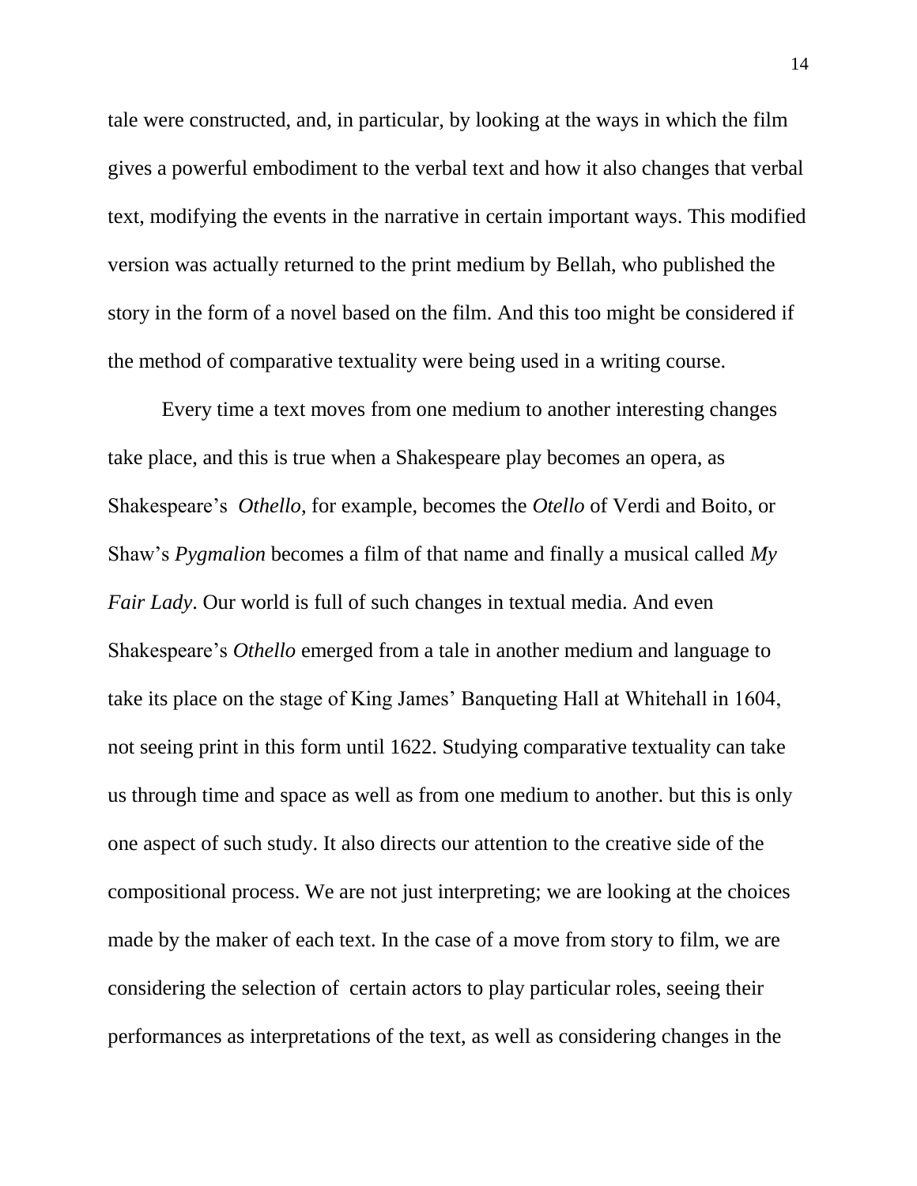tale were constructed, and, in particular, by looking at the ways in which the film gives a powerful embodiment to the verbal text and how it also changes that verbal text, modifying the events in the narrative in certain important ways. This modified version was actually returned to the print medium by Bellah, who published the story in the form of a novel based on the film. And this too might be considered if the method of comparative textuality were being used in a writing course.

Every time a text moves from one medium to another interesting changes take place, and this is true when a Shakespeare play becomes an opera, as Shakespeare's *Othello*, for example, becomes the *Otello* of Verdi and Boito, or Shaw's *Pygmalion* becomes a film of that name and finally a musical called *My Fair Lady*. Our world is full of such changes in textual media. And even Shakespeare's *Othello* emerged from a tale in another medium and language to take its place on the stage of King James' Banqueting Hall at Whitehall in 1604, not seeing print in this form until 1622. Studying comparative textuality can take us through time and space as well as from one medium to another. but this is only one aspect of such study. It also directs our attention to the creative side of the compositional process. We are not just interpreting; we are looking at the choices made by the maker of each text. In the case of a move from story to film, we are considering the selection of certain actors to play particular roles, seeing their performances as interpretations of the text, as well as considering changes in the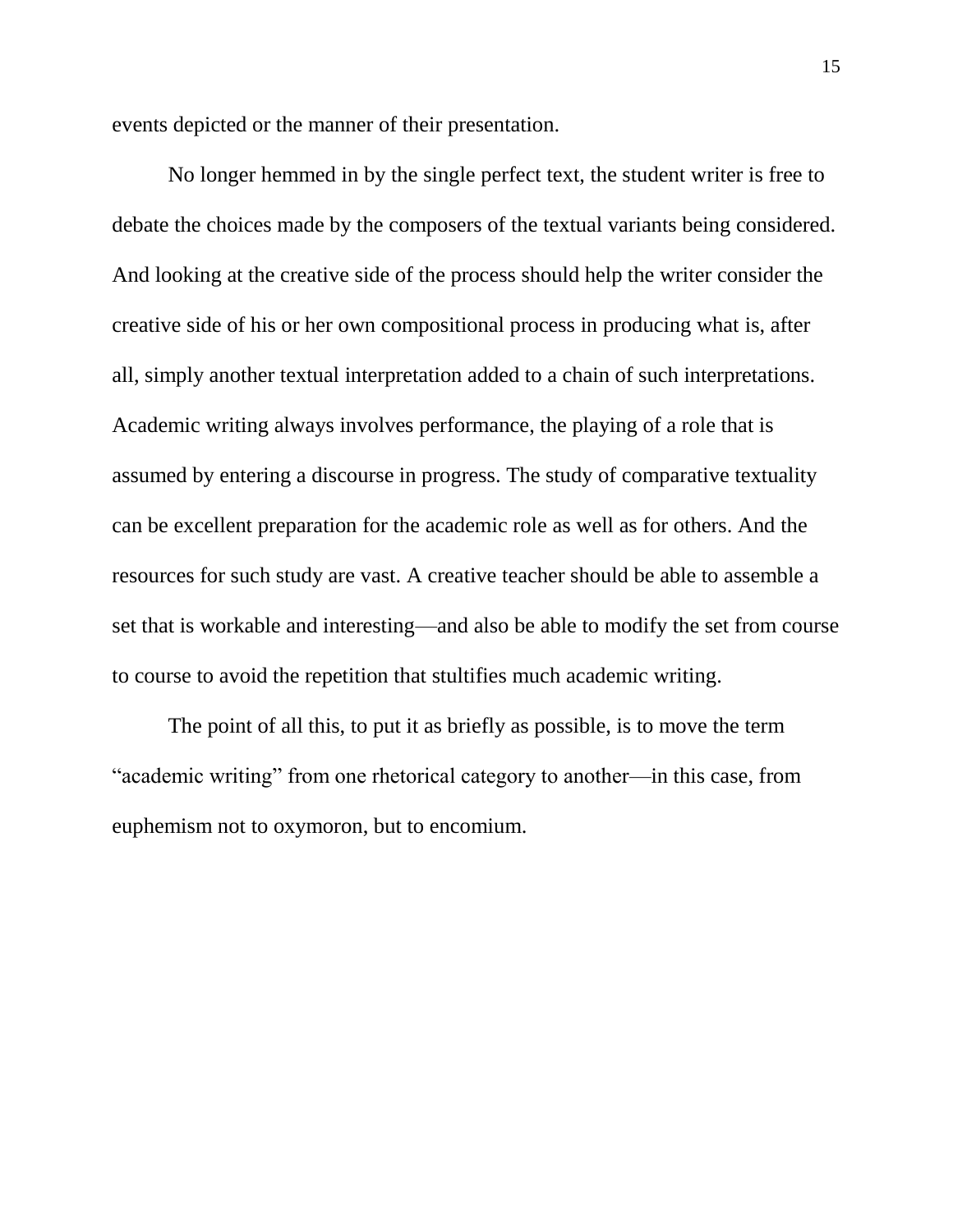events depicted or the manner of their presentation.

No longer hemmed in by the single perfect text, the student writer is free to debate the choices made by the composers of the textual variants being considered. And looking at the creative side of the process should help the writer consider the creative side of his or her own compositional process in producing what is, after all, simply another textual interpretation added to a chain of such interpretations. Academic writing always involves performance, the playing of a role that is assumed by entering a discourse in progress. The study of comparative textuality can be excellent preparation for the academic role as well as for others. And the resources for such study are vast. A creative teacher should be able to assemble a set that is workable and interesting—and also be able to modify the set from course to course to avoid the repetition that stultifies much academic writing.

The point of all this, to put it as briefly as possible, is to move the term "academic writing" from one rhetorical category to another—in this case, from euphemism not to oxymoron, but to encomium.